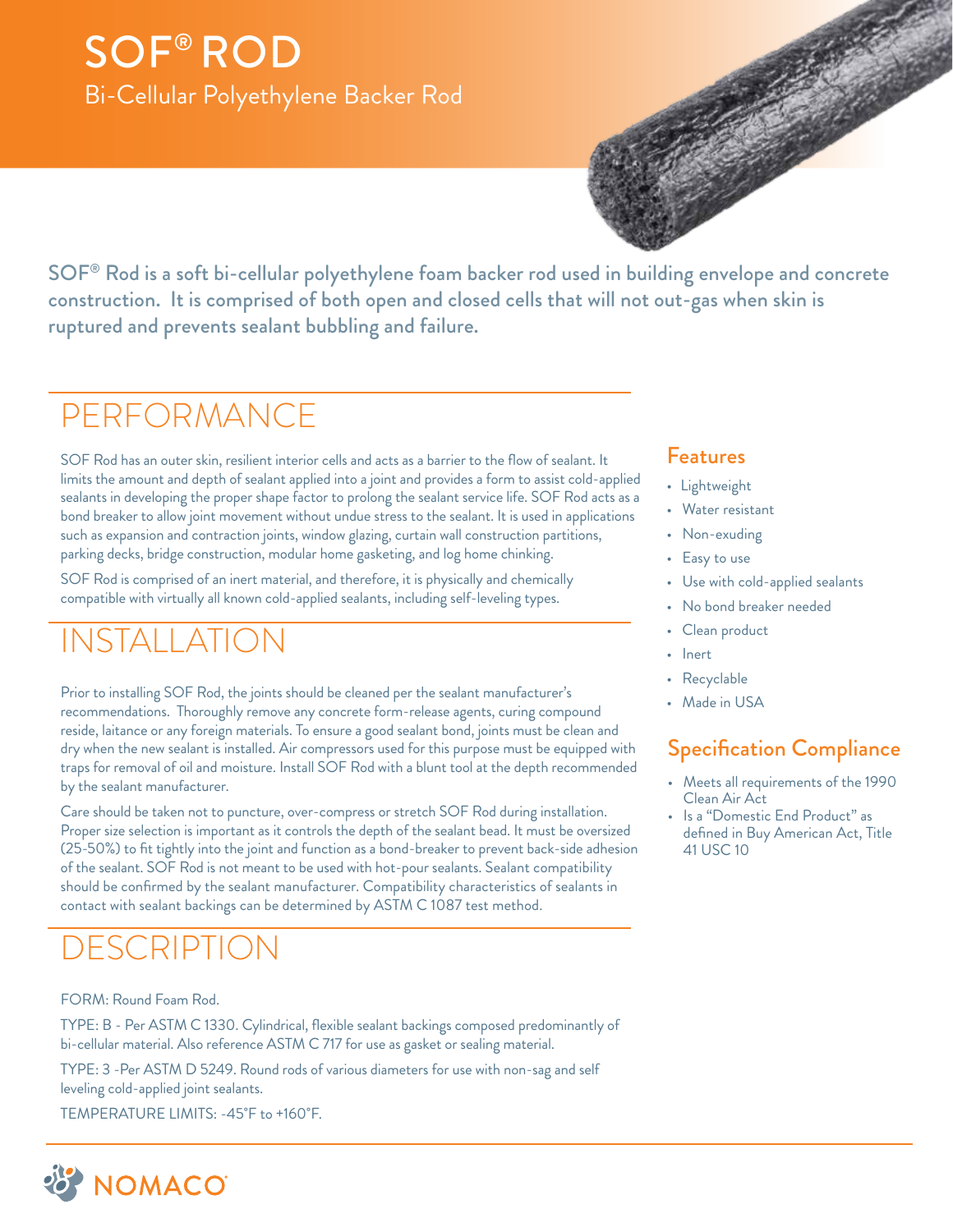# SOF® ROD

## Bi-Cellular Polyethylene Backer Rod

**SOF® Rod is a soft bi-cellular polyethylene foam backer rod used in building envelope and concrete construction. It is comprised of both open and closed cells that will not out-gas when skin is ruptured and prevents sealant bubbling and failure.**

## PERFORMANCE

SOF Rod has an outer skin, resilient interior cells and acts as a barrier to the flow of sealant. It limits the amount and depth of sealant applied into a joint and provides a form to assist cold-applied sealants in developing the proper shape factor to prolong the sealant service life. SOF Rod acts as a bond breaker to allow joint movement without undue stress to the sealant. It is used in applications such as expansion and contraction joints, window glazing, curtain wall construction partitions, parking decks, bridge construction, modular home gasketing, and log home chinking.

SOF Rod is comprised of an inert material, and therefore, it is physically and chemically compatible with virtually all known cold-applied sealants, including self-leveling types.

## INSTALLATION

Prior to installing SOF Rod, the joints should be cleaned per the sealant manufacturer's recommendations. Thoroughly remove any concrete form-release agents, curing compound reside, laitance or any foreign materials. To ensure a good sealant bond, joints must be clean and dry when the new sealant is installed. Air compressors used for this purpose must be equipped with traps for removal of oil and moisture. Install SOF Rod with a blunt tool at the depth recommended by the sealant manufacturer.

Care should be taken not to puncture, over-compress or stretch SOF Rod during installation. Proper size selection is important as it controls the depth of the sealant bead. It must be oversized (25-50%) to fit tightly into the joint and function as a bond-breaker to prevent back-side adhesion of the sealant. SOF Rod is not meant to be used with hot-pour sealants. Sealant compatibility should be confirmed by the sealant manufacturer. Compatibility characteristics of sealants in contact with sealant backings can be determined by ASTM C 1087 test method.

## DESCRIPTION

FORM: Round Foam Rod.

TYPE: B - Per ASTM C 1330. Cylindrical, flexible sealant backings composed predominantly of bi-cellular material. Also reference ASTM C 717 for use as gasket or sealing material.

TYPE: 3 -Per ASTM D 5249. Round rods of various diameters for use with non-sag and self leveling cold-applied joint sealants.

TEMPERATURE LIMITS: -45°F to +160°F.

### Features

- Lightweight
- Water resistant
- Non-exuding
- Easy to use
- Use with cold-applied sealants
- No bond breaker needed
- Clean product
- Inert
- Recyclable
- Made in USA

### Specification Compliance

- Meets all requirements of the 1990 Clean Air Act
- Is a "Domestic End Product" as defined in Buy American Act, Title 41 USC 10

NOMACO®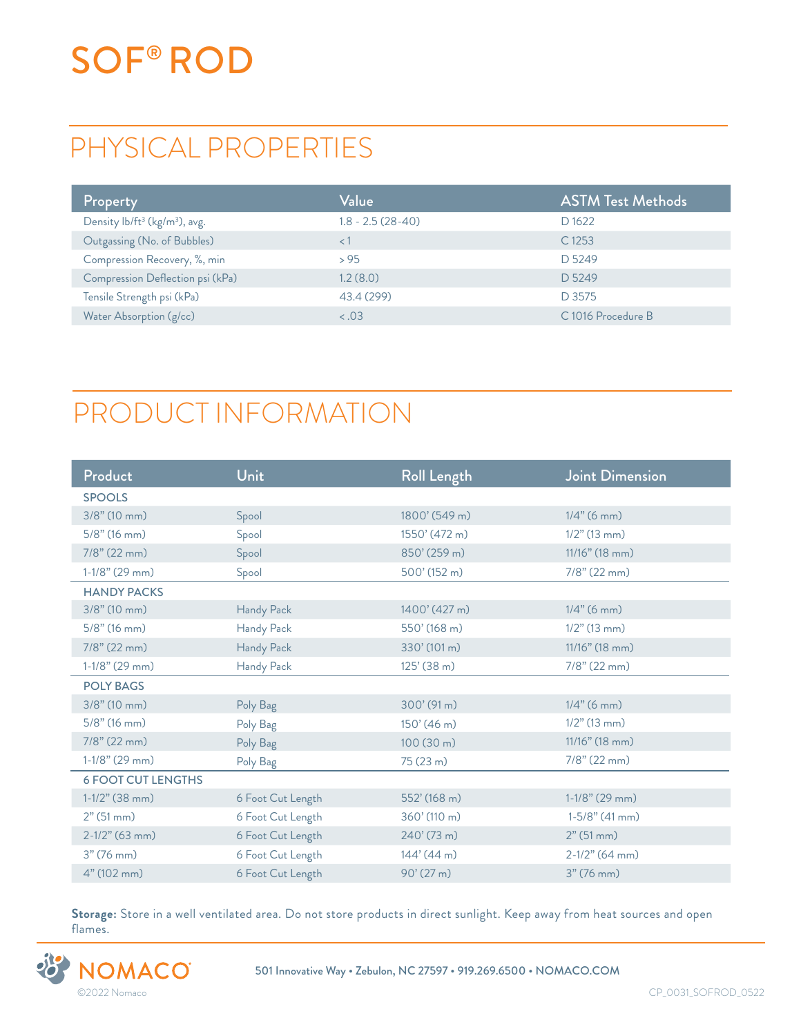# SOF® ROD

## PHYSICAL PROPERTIES

| Property | Value | ASTM Test Methods |
|---|---|---|
| Density lb/ft$^3$ (kg/m$^3$), avg. | 1.8 - 2.5 (28-40) | D 1622 |
| Outgassing (No. of Bubbles) | < 1 | C 1253 |
| Compression Recovery, %, min | > 95 | D 5249 |
| Compression Deflection psi (kPa) | 1.2 (8.0) | D 5249 |
| Tensile Strength psi (kPa) | 43.4 (299) | D 3575 |
| Water Absorption (g/cc) | < .03 | C 1016 Procedure B |

## PRODUCT INFORMATION

| Product | Unit | Roll Length | Joint Dimension |
|---|---|---|---|
| **SPOOLS** | | | |
| 3/8" (10 mm) | Spool | 1800' (549 m) | 1/4" (6 mm) |
| 5/8" (16 mm) | Spool | 1550' (472 m) | 1/2" (13 mm) |
| 7/8" (22 mm) | Spool | 850' (259 m) | 11/16" (18 mm) |
| 1-1/8" (29 mm) | Spool | 500' (152 m) | 7/8" (22 mm) |
| **HANDY PACKS** | | | |
| 3/8" (10 mm) | Handy Pack | 1400' (427 m) | 1/4" (6 mm) |
| 5/8" (16 mm) | Handy Pack | 550' (168 m) | 1/2" (13 mm) |
| 7/8" (22 mm) | Handy Pack | 330' (101 m) | 11/16" (18 mm) |
| 1-1/8" (29 mm) | Handy Pack | 125' (38 m) | 7/8" (22 mm) |
| **POLY BAGS** | | | |
| 3/8" (10 mm) | Poly Bag | 300' (91 m) | 1/4" (6 mm) |
| 5/8" (16 mm) | Poly Bag | 150' (46 m) | 1/2" (13 mm) |
| 7/8" (22 mm) | Poly Bag | 100 (30 m) | 11/16" (18 mm) |
| 1-1/8" (29 mm) | Poly Bag | 75 (23 m) | 7/8" (22 mm) |
| **6 FOOT CUT LENGTHS** | | | |
| 1-1/2" (38 mm) | 6 Foot Cut Length | 552' (168 m) | 1-1/8" (29 mm) |
| 2" (51 mm) | 6 Foot Cut Length | 360' (110 m) | 1-5/8" (41 mm) |
| 2-1/2" (63 mm) | 6 Foot Cut Length | 240' (73 m) | 2" (51 mm) |
| 3" (76 mm) | 6 Foot Cut Length | 144' (44 m) | 2-1/2" (64 mm) |
| 4" (102 mm) | 6 Foot Cut Length | 90' (27 m) | 3" (76 mm) |

**Storage:** Store in a well ventilated area. Do not store products in direct sunlight. Keep away from heat sources and open flames.

NOMACO®

©2022 Nomaco

501 Innovative Way • Zebulon, NC 27597 • 919.269.6500 • NOMACO.COM

CP_0031_SOFROD_0522